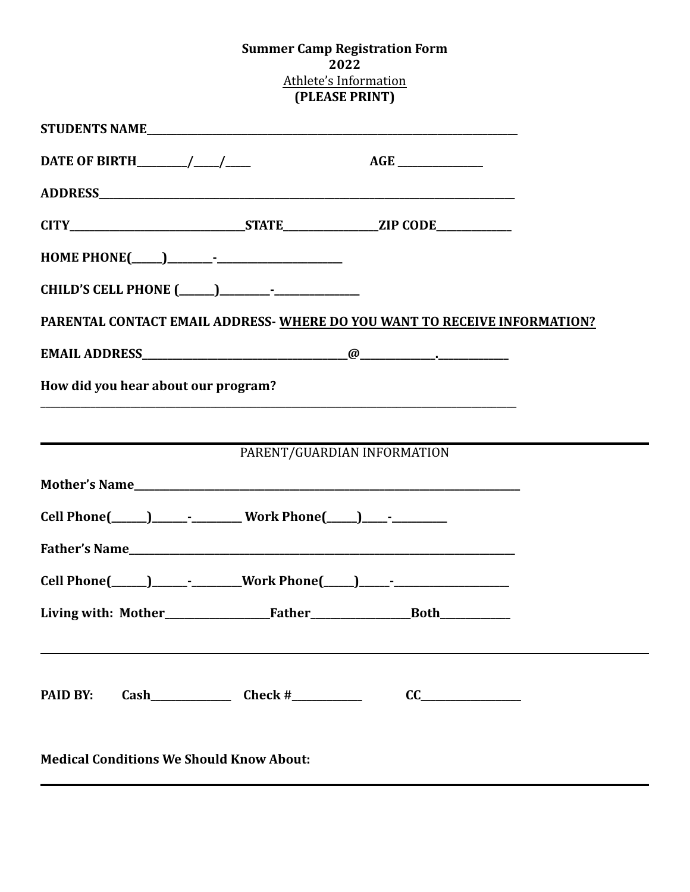**Summer Camp Registration Form**
**2022**
Athlete's Information
**(PLEASE PRINT)**

**STUDENTS NAME**______________________________________________________________

**DATE OF BIRTH**________/_____/_____ **AGE** _______________

**ADDRESS**________________________________________________________________

**CITY**____________________________**STATE**________________**ZIP CODE**_____________

**HOME PHONE(**_____**)**________-______________________

**CHILD'S CELL PHONE (**______**)**_________-_______________

**PARENTAL CONTACT EMAIL ADDRESS- WHERE DO YOU WANT TO RECEIVE INFORMATION?**

**EMAIL ADDRESS**________________________________@_____________._____________

**How did you hear about our program?**

________________________________________________________________________

---

PARENT/GUARDIAN INFORMATION

**Mother's Name**_____________________________________________________________

**Cell Phone(**______**)**______-_________ **Work Phone(**_____**)**_____-__________

**Father's Name**_____________________________________________________________

**Cell Phone(**______**)**______-_________**Work Phone(**_____**)**_____-_____________________

**Living with: Mother**___________________**Father**__________________**Both**____________

---

**PAID BY: Cash**______________ **Check #**____________ **CC**__________________

**Medical Conditions We Should Know About:**

---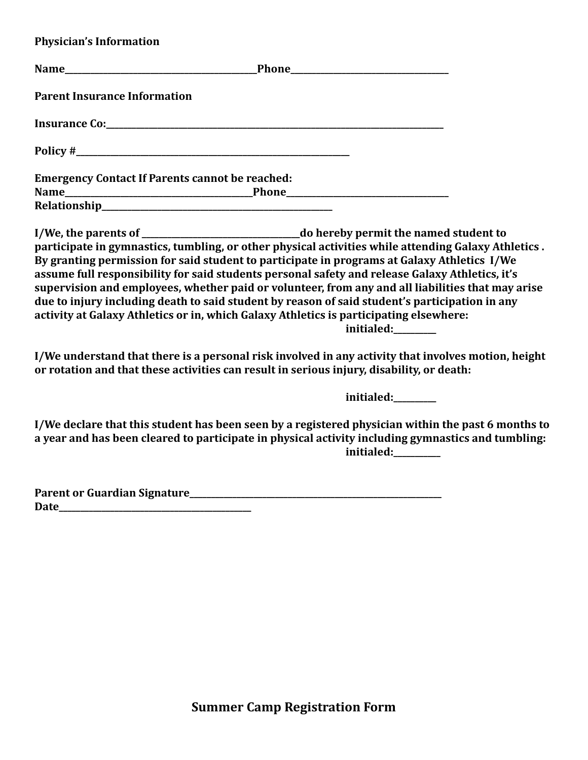**Physician's Information**

**Name\_\_\_\_\_\_\_\_\_\_\_\_\_\_\_\_\_\_\_\_\_\_\_\_\_\_\_\_\_\_\_\_\_\_\_\_\_\_\_\_\_Phone\_\_\_\_\_\_\_\_\_\_\_\_\_\_\_\_\_\_\_\_\_\_\_\_\_\_\_\_\_\_\_\_\_\_\_**

**Parent Insurance Information**

**Insurance Co:\_\_\_\_\_\_\_\_\_\_\_\_\_\_\_\_\_\_\_\_\_\_\_\_\_\_\_\_\_\_\_\_\_\_\_\_\_\_\_\_\_\_\_\_\_\_\_\_\_\_\_\_\_\_\_\_\_\_\_\_\_\_\_\_\_\_\_\_\_\_\_\_**

**Policy #\_\_\_\_\_\_\_\_\_\_\_\_\_\_\_\_\_\_\_\_\_\_\_\_\_\_\_\_\_\_\_\_\_\_\_\_\_\_\_\_\_\_\_\_\_\_\_\_\_\_\_\_\_\_\_\_\_\_\_\_**

**Emergency Contact If Parents cannot be reached:**
**Name\_\_\_\_\_\_\_\_\_\_\_\_\_\_\_\_\_\_\_\_\_\_\_\_\_\_\_\_\_\_\_\_\_\_\_\_\_\_\_\_Phone\_\_\_\_\_\_\_\_\_\_\_\_\_\_\_\_\_\_\_\_\_\_\_\_\_\_\_\_\_\_\_\_\_\_\_\_**
**Relationship\_\_\_\_\_\_\_\_\_\_\_\_\_\_\_\_\_\_\_\_\_\_\_\_\_\_\_\_\_\_\_\_\_\_\_\_\_\_\_\_\_\_\_\_\_\_\_\_\_\_\_**

**I/We, the parents of \_\_\_\_\_\_\_\_\_\_\_\_\_\_\_\_\_\_\_\_\_\_\_\_\_\_\_\_\_\_\_\_\_\_do hereby permit the named student to participate in gymnastics, tumbling, or other physical activities while attending Galaxy Athletics . By granting permission for said student to participate in programs at Galaxy Athletics I/We assume full responsibility for said students personal safety and release Galaxy Athletics, it's supervision and employees, whether paid or volunteer, from any and all liabilities that may arise due to injury including death to said student by reason of said student's participation in any activity at Galaxy Athletics or in, which Galaxy Athletics is participating elsewhere:**
**initialed:\_\_\_\_\_\_\_\_\_\_**

**I/We understand that there is a personal risk involved in any activity that involves motion, height or rotation and that these activities can result in serious injury, disability, or death:**

**initialed:\_\_\_\_\_\_\_\_\_\_**

**I/We declare that this student has been seen by a registered physician within the past 6 months to a year and has been cleared to participate in physical activity including gymnastics and tumbling:**
**initialed:\_\_\_\_\_\_\_\_\_\_\_**

**Parent or Guardian Signature\_\_\_\_\_\_\_\_\_\_\_\_\_\_\_\_\_\_\_\_\_\_\_\_\_\_\_\_\_\_\_\_\_\_\_\_\_\_\_\_\_\_\_\_\_\_\_\_\_\_\_\_\_\_\_\_**
**Date\_\_\_\_\_\_\_\_\_\_\_\_\_\_\_\_\_\_\_\_\_\_\_\_\_\_\_\_\_\_\_\_\_\_\_\_\_\_\_\_\_\_**

## Summer Camp Registration Form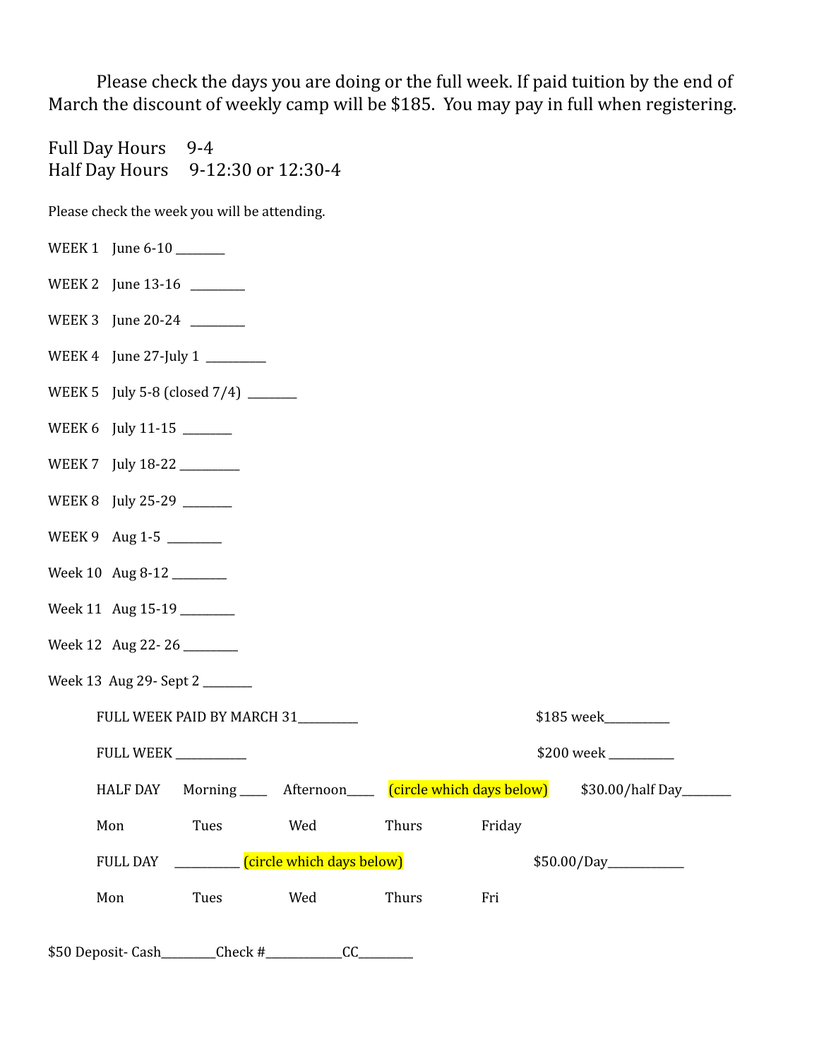Please check the days you are doing or the full week. If paid tuition by the end of March the discount of weekly camp will be $185. You may pay in full when registering.

Full Day Hours 9-4
Half Day Hours 9-12:30 or 12:30-4

Please check the week you will be attending.

WEEK 1 June 6-10 ________

WEEK 2 June 13-16 ________

WEEK 3 June 20-24 ________

WEEK 4 June 27-July 1 _________

WEEK 5 July 5-8 (closed 7/4) ________

WEEK 6 July 11-15 ________

WEEK 7 July 18-22 _________

WEEK 8 July 25-29 ________

WEEK 9 Aug 1-5 ________

Week 10 Aug 8-12 ________

Week 11 Aug 15-19 ________

Week 12 Aug 22- 26 ________

Week 13 Aug 29- Sept 2 ________

FULL WEEK PAID BY MARCH 31_________ $185 week__________

FULL WEEK ___________ $200 week __________

HALF DAY Morning ____ Afternoon____ (circle which days below) $30.00/half Day________

Mon Tues Wed Thurs Friday

FULL DAY __________ (circle which days below) $50.00/Day____________

Mon Tues Wed Thurs Fri

$50 Deposit- Cash________Check #____________CC________